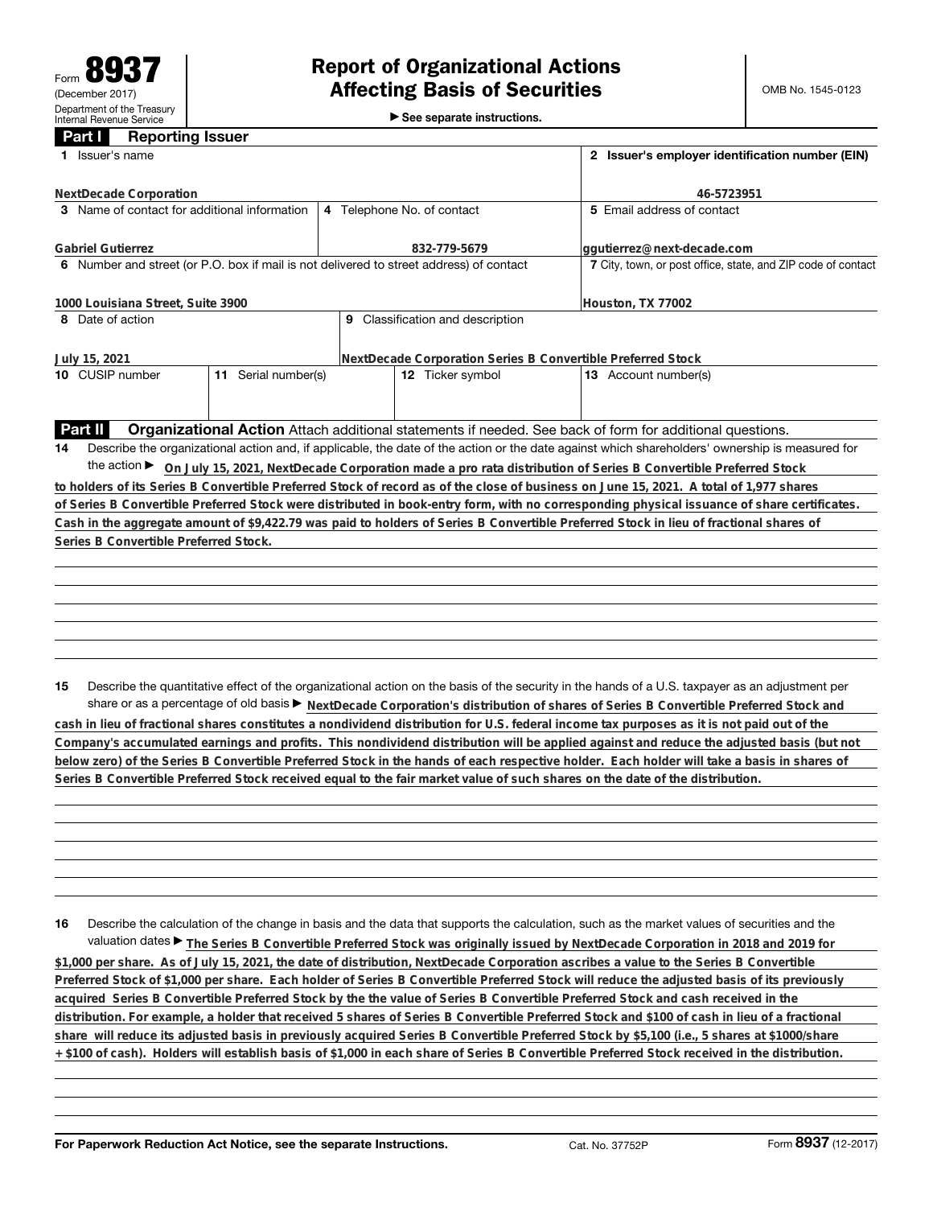Form **8937**
(December 2017)
Department of the Treasury
Internal Revenue Service

# Report of Organizational Actions Affecting Basis of Securities

▶ See separate instructions.

OMB No. 1545-0123

## Part I Reporting Issuer

| 1 Issuer's name | | | 2 Issuer's employer identification number (EIN) |
|---|---|---|---|
| NextDecade Corporation | | | 46-5723951 |
| 3 Name of contact for additional information | 4 Telephone No. of contact | | 5 Email address of contact |
| Gabriel Gutierrez | 832-779-5679 | | ggutierrez@next-decade.com |
| 6 Number and street (or P.O. box if mail is not delivered to street address) of contact | | | 7 City, town, or post office, state, and ZIP code of contact |
| 1000 Louisiana Street, Suite 3900 | | | Houston, TX 77002 |
| 8 Date of action | 9 Classification and description | | |
| July 15, 2021 | NextDecade Corporation Series B Convertible Preferred Stock | | |
| 10 CUSIP number | 11 Serial number(s) | 12 Ticker symbol | 13 Account number(s) |
| | | | |

## Part II Organizational Action

Attach additional statements if needed. See back of form for additional questions.

**14** Describe the organizational action and, if applicable, the date of the action or the date against which shareholders' ownership is measured for the action ▶ **On July 15, 2021, NextDecade Corporation made a pro rata distribution of Series B Convertible Preferred Stock to holders of its Series B Convertible Preferred Stock of record as of the close of business on June 15, 2021. A total of 1,977 shares of Series B Convertible Preferred Stock were distributed in book-entry form, with no corresponding physical issuance of share certificates. Cash in the aggregate amount of $9,422.79 was paid to holders of Series B Convertible Preferred Stock in lieu of fractional shares of Series B Convertible Preferred Stock.**

**15** Describe the quantitative effect of the organizational action on the basis of the security in the hands of a U.S. taxpayer as an adjustment per share or as a percentage of old basis ▶ **NextDecade Corporation's distribution of shares of Series B Convertible Preferred Stock and cash in lieu of fractional shares constitutes a nondividend distribution for U.S. federal income tax purposes as it is not paid out of the Company's accumulated earnings and profits. This nondividend distribution will be applied against and reduce the adjusted basis (but not below zero) of the Series B Convertible Preferred Stock in the hands of each respective holder. Each holder will take a basis in shares of Series B Convertible Preferred Stock received equal to the fair market value of such shares on the date of the distribution.**

**16** Describe the calculation of the change in basis and the data that supports the calculation, such as the market values of securities and the valuation dates ▶ **The Series B Convertible Preferred Stock was originally issued by NextDecade Corporation in 2018 and 2019 for $1,000 per share. As of July 15, 2021, the date of distribution, NextDecade Corporation ascribes a value to the Series B Convertible Preferred Stock of $1,000 per share. Each holder of Series B Convertible Preferred Stock will reduce the adjusted basis of its previously acquired Series B Convertible Preferred Stock by the the value of Series B Convertible Preferred Stock and cash received in the distribution. For example, a holder that received 5 shares of Series B Convertible Preferred Stock and $100 of cash in lieu of a fractional share will reduce its adjusted basis in previously acquired Series B Convertible Preferred Stock by $5,100 (i.e., 5 shares at $1000/share + $100 of cash). Holders will establish basis of $1,000 in each share of Series B Convertible Preferred Stock received in the distribution.**

For Paperwork Reduction Act Notice, see the separate Instructions. Cat. No. 37752P Form **8937** (12-2017)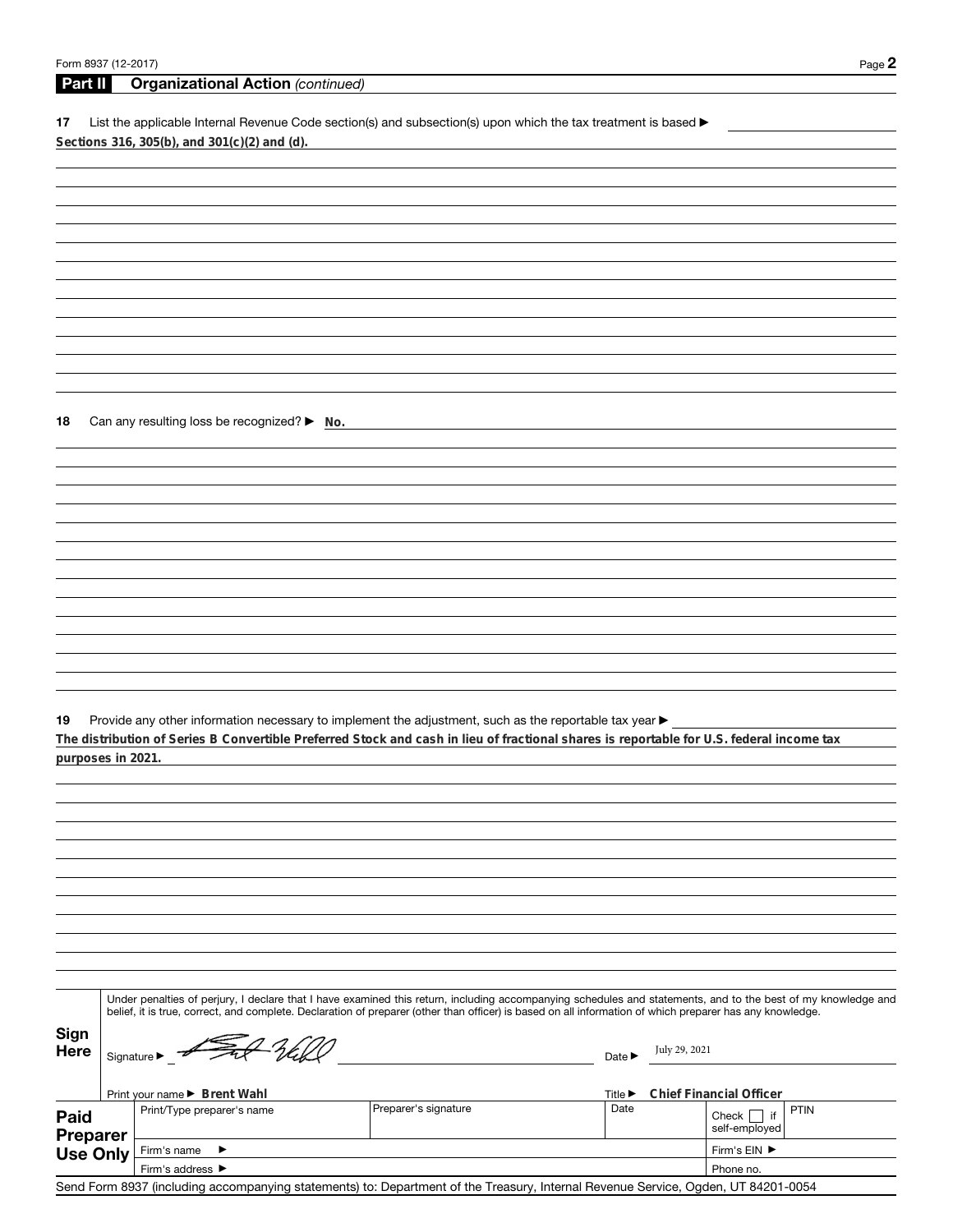## Part II Organizational Action *(continued)*

**17** List the applicable Internal Revenue Code section(s) and subsection(s) upon which the tax treatment is based ▶

**Sections 316, 305(b), and 301(c)(2) and (d).**

**18** Can any resulting loss be recognized? ▶ **No.**

**19** Provide any other information necessary to implement the adjustment, such as the reportable tax year ▶

**The distribution of Series B Convertible Preferred Stock and cash in lieu of fractional shares is reportable for U.S. federal income tax purposes in 2021.**

**Sign Here**

Under penalties of perjury, I declare that I have examined this return, including accompanying schedules and statements, and to the best of my knowledge and belief, it is true, correct, and complete. Declaration of preparer (other than officer) is based on all information of which preparer has any knowledge.

Signature ▶ [signature] Date ▶ July 29, 2021

Print your name ▶ **Brent Wahl** Title ▶ **Chief Financial Officer**

| **Paid Preparer Use Only** | | | | |
|---|---|---|---|---|
| Print/Type preparer's name | Preparer's signature | Date | Check ☐ if self-employed | PTIN |
| Firm's name ▶ | | | Firm's EIN ▶ | |
| Firm's address ▶ | | | Phone no. | |

Send Form 8937 (including accompanying statements) to: Department of the Treasury, Internal Revenue Service, Ogden, UT 84201-0054